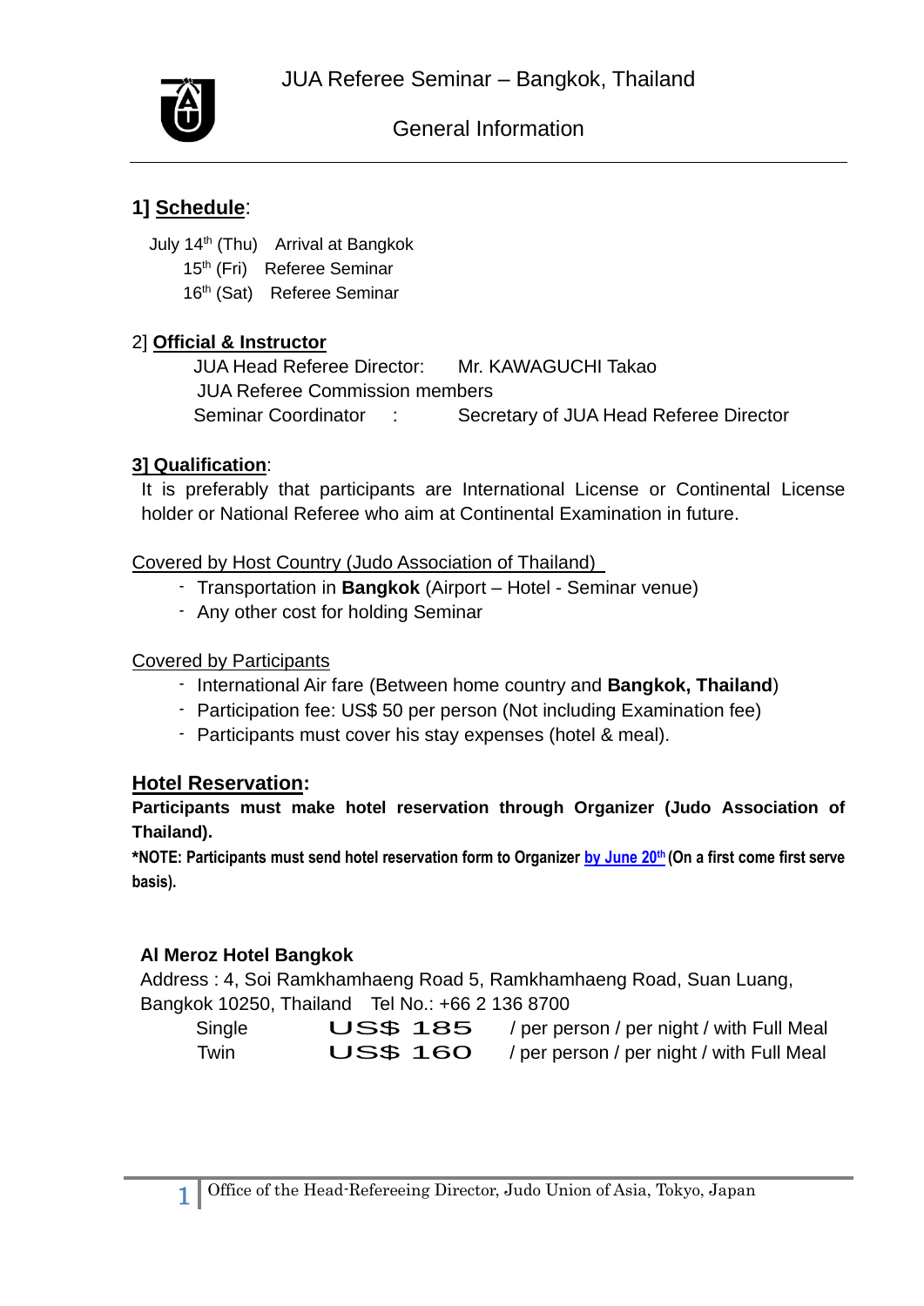# JUA Referee Seminar – Bangkok, Thailand

## General Information

### 1] Schedule:

July 14th (Thu) Arrival at Bangkok
15th (Fri) Referee Seminar
16th (Sat) Referee Seminar

### 2] Official & Instructor

JUA Head Referee Director: Mr. KAWAGUCHI Takao
JUA Referee Commission members
Seminar Coordinator : Secretary of JUA Head Referee Director

### 3] Qualification:

It is preferably that participants are International License or Continental License holder or National Referee who aim at Continental Examination in future.

Covered by Host Country (Judo Association of Thailand)

- Transportation in **Bangkok** (Airport – Hotel - Seminar venue)
- Any other cost for holding Seminar

Covered by Participants

- International Air fare (Between home country and **Bangkok, Thailand**)
- Participation fee: US$ 50 per person (Not including Examination fee)
- Participants must cover his stay expenses (hotel & meal).

### Hotel Reservation:

**Participants must make hotel reservation through Organizer (Judo Association of Thailand).**

**\*NOTE: Participants must send hotel reservation form to Organizer by June 20th (On a first come first serve basis).**

**Al Meroz Hotel Bangkok**
Address : 4, Soi Ramkhamhaeng Road 5, Ramkhamhaeng Road, Suan Luang, Bangkok 10250, Thailand Tel No.: +66 2 136 8700

| | | |
|---|---|---|
| Single | US$ 185 | / per person / per night / with Full Meal |
| Twin | US$ 160 | / per person / per night / with Full Meal |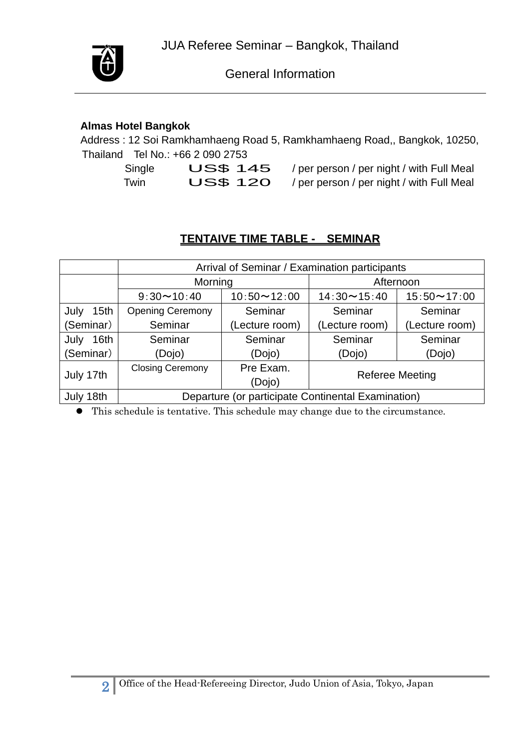**Almas Hotel Bangkok**

Address : 12 Soi Ramkhamhaeng Road 5, Ramkhamhaeng Road,, Bangkok, 10250, Thailand Tel No.: +66 2 090 2753

| | | |
|---|---|---|
| Single | US$ 145 | / per person / per night / with Full Meal |
| Twin | US$ 120 | / per person / per night / with Full Meal |

## TENTAIVE TIME TABLE - SEMINAR

| | Arrival of Seminar / Examination participants | | | |
|---|---|---|---|---|
| | Morning | | Afternoon | |
| | 9:30～10:40 | 10:50～12:00 | 14:30～15:40 | 15:50～17:00 |
| July 15th (Seminar) | Opening Ceremony Seminar | Seminar (Lecture room) | Seminar (Lecture room) | Seminar (Lecture room) |
| July 16th (Seminar) | Seminar (Dojo) | Seminar (Dojo) | Seminar (Dojo) | Seminar (Dojo) |
| July 17th | Closing Ceremony | Pre Exam. (Dojo) | Referee Meeting | |
| July 18th | Departure (or participate Continental Examination) | | | |

- This schedule is tentative. This schedule may change due to the circumstance.